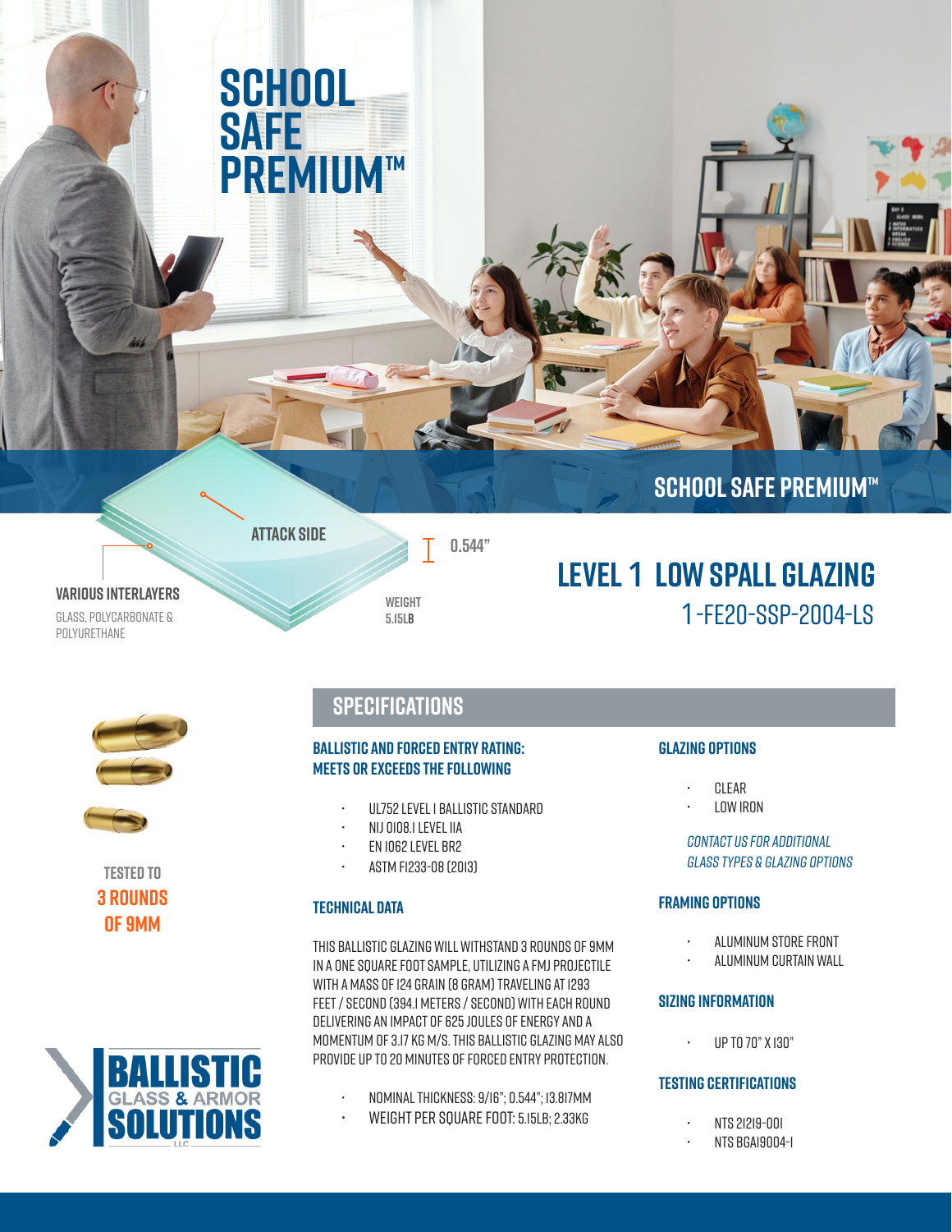# SCHOOL SAFE PREMIUM™

SCHOOL SAFE PREMIUM™

ATTACK SIDE

0.544"

**VARIOUS INTERLAYERS**

GLASS, POLYCARBONATE & POLYURETHANE

WEIGHT
5.15LB

## LEVEL 1 LOW SPALL GLAZING

1-FE20-SSP-2004-LS

TESTED TO
**3 ROUNDS OF 9MM**

## SPECIFICATIONS

### BALLISTIC AND FORCED ENTRY RATING: MEETS OR EXCEEDS THE FOLLOWING

- UL752 LEVEL I BALLISTIC STANDARD
- NIJ 0108.1 LEVEL IIA
- EN 1062 LEVEL BR2
- ASTM F1233-08 (2013)

### TECHNICAL DATA

THIS BALLISTIC GLAZING WILL WITHSTAND 3 ROUNDS OF 9MM IN A ONE SQUARE FOOT SAMPLE, UTILIZING A FMJ PROJECTILE WITH A MASS OF 124 GRAIN (8 GRAM) TRAVELING AT 1293 FEET / SECOND (394.1 METERS / SECOND) WITH EACH ROUND DELIVERING AN IMPACT OF 625 JOULES OF ENERGY AND A MOMENTUM OF 3.17 KG M/S. THIS BALLISTIC GLAZING MAY ALSO PROVIDE UP TO 20 MINUTES OF FORCED ENTRY PROTECTION.

- NOMINAL THICKNESS: 9/16"; 0.544"; 13.817MM
- WEIGHT PER SQUARE FOOT: 5.15LB; 2.33KG

### GLAZING OPTIONS

- CLEAR
- LOW IRON

*CONTACT US FOR ADDITIONAL GLASS TYPES & GLAZING OPTIONS*

### FRAMING OPTIONS

- ALUMINUM STORE FRONT
- ALUMINUM CURTAIN WALL

### SIZING INFORMATION

- UP TO 70" X 130"

### TESTING CERTIFICATIONS

- NTS 21219-001
- NTS BGAI9004-1

BALLISTIC GLASS & ARMOR SOLUTIONS LLC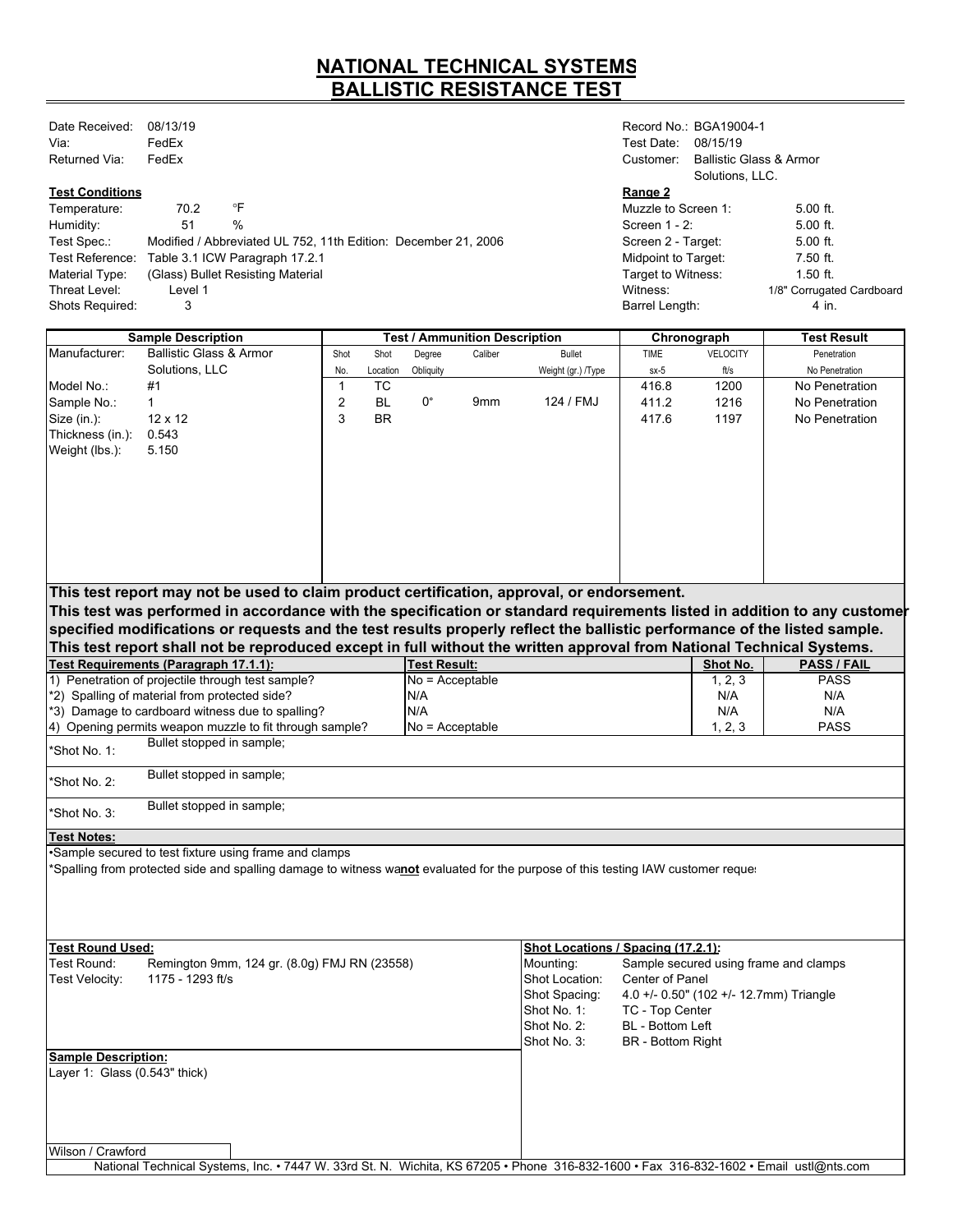# NATIONAL TECHNICAL SYSTEMS
# BALLISTIC RESISTANCE TEST

Date Received: 08/13/19
Via: FedEx
Returned Via: FedEx

Record No.: BGA19004-1
Test Date: 08/15/19
Customer: Ballistic Glass & Armor Solutions, LLC.

**Test Conditions**

Temperature: 70.2 °F
Humidity: 51 %
Test Spec.: Modified / Abbreviated UL 752, 11th Edition: December 21, 2006
Test Reference: Table 3.1 ICW Paragraph 17.2.1
Material Type: (Glass) Bullet Resisting Material
Threat Level: Level 1
Shots Required: 3

**Range 2**

Muzzle to Screen 1: 5.00 ft.
Screen 1 - 2: 5.00 ft.
Screen 2 - Target: 5.00 ft.
Midpoint to Target: 7.50 ft.
Target to Witness: 1.50 ft.
Witness: 1/8" Corrugated Cardboard
Barrel Length: 4 in.

| Sample Description | | Test / Ammunition Description | | | | | Chronograph | | Test Result |
|---|---|---|---|---|---|---|---|---|---|
| | | Shot No. | Shot Location | Degree Obliquity | Caliber | Bullet Weight (gr.) /Type | TIME sx-5 | VELOCITY ft/s | Penetration No Penetration |
| Manufacturer: | Ballistic Glass & Armor Solutions, LLC | 1 | TC | | | | 416.8 | 1200 | No Penetration |
| Model No.: | #1 | 2 | BL | 0° | 9mm | 124 / FMJ | 411.2 | 1216 | No Penetration |
| Sample No.: | 1 | 3 | BR | | | | 417.6 | 1197 | No Penetration |
| Size (in.): | 12 x 12 | | | | | | | | |
| Thickness (in.): | 0.543 | | | | | | | | |
| Weight (lbs.): | 5.150 | | | | | | | | |

**This test report may not be used to claim product certification, approval, or endorsement.**
**This test was performed in accordance with the specification or standard requirements listed in addition to any customer specified modifications or requests and the test results properly reflect the ballistic performance of the listed sample.**
**This test report shall not be reproduced except in full without the written approval from National Technical Systems.**

| Test Requirements (Paragraph 17.1.1): | Test Result: | Shot No. | PASS / FAIL |
|---|---|---|---|
| 1) Penetration of projectile through test sample? | No = Acceptable | 1, 2, 3 | PASS |
| *2) Spalling of material from protected side? | N/A | N/A | N/A |
| *3) Damage to cardboard witness due to spalling? | N/A | N/A | N/A |
| 4) Opening permits weapon muzzle to fit through sample? | No = Acceptable | 1, 2, 3 | PASS |

*Shot No. 1: Bullet stopped in sample;

*Shot No. 2: Bullet stopped in sample;

*Shot No. 3: Bullet stopped in sample;

**Test Notes:**

•Sample secured to test fixture using frame and clamps
*Spalling from protected side and spalling damage to witness wa**not** evaluated for the purpose of this testing IAW customer reques

**Test Round Used:**

Test Round: Remington 9mm, 124 gr. (8.0g) FMJ RN (23558)
Test Velocity: 1175 - 1293 ft/s

**Shot Locations / Spacing (17.2.1):**

Mounting: Sample secured using frame and clamps
Shot Location: Center of Panel
Shot Spacing: 4.0 +/- 0.50" (102 +/- 12.7mm) Triangle
Shot No. 1: TC - Top Center
Shot No. 2: BL - Bottom Left
Shot No. 3: BR - Bottom Right

**Sample Description:**

Layer 1: Glass (0.543" thick)

Wilson / Crawford

National Technical Systems, Inc. • 7447 W. 33rd St. N. Wichita, KS 67205 • Phone 316-832-1600 • Fax 316-832-1602 • Email ustl@nts.com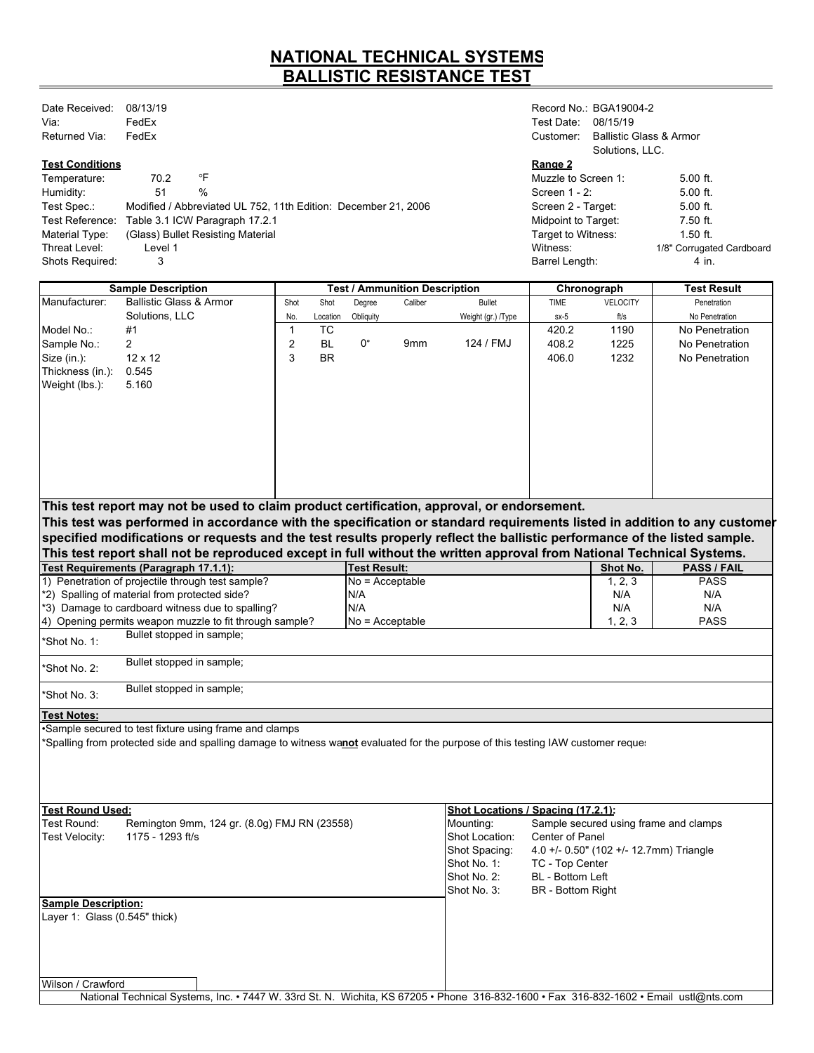# NATIONAL TECHNICAL SYSTEMS
# BALLISTIC RESISTANCE TEST

Date Received: 08/13/19
Via: FedEx
Returned Via: FedEx

Record No.: BGA19004-2
Test Date: 08/15/19
Customer: Ballistic Glass & Armor Solutions, LLC.

**Test Conditions**

| | |
|---|---|
| Temperature: | 70.2 °F |
| Humidity: | 51 % |
| Test Spec.: | Modified / Abbreviated UL 752, 11th Edition: December 21, 2006 |
| Test Reference: | Table 3.1 ICW Paragraph 17.2.1 |
| Material Type: | (Glass) Bullet Resisting Material |
| Threat Level: | Level 1 |
| Shots Required: | 3 |

**Range 2**

| | |
|---|---|
| Muzzle to Screen 1: | 5.00 ft. |
| Screen 1 - 2: | 5.00 ft. |
| Screen 2 - Target: | 5.00 ft. |
| Midpoint to Target: | 7.50 ft. |
| Target to Witness: | 1.50 ft. |
| Witness: | 1/8" Corrugated Cardboard |
| Barrel Length: | 4 in. |

| Sample Description | | Test / Ammunition Description | | | | | Chronograph | | Test Result |
|---|---|---|---|---|---|---|---|---|---|
| | | Shot No. | Shot Location | Degree Obliquity | Caliber | Bullet Weight (gr.) /Type | TIME sx-5 | VELOCITY ft/s | Penetration No Penetration |
| Manufacturer: | Ballistic Glass & Armor Solutions, LLC | | | | | | | | |
| Model No.: | #1 | 1 | TC | | | | 420.2 | 1190 | No Penetration |
| Sample No.: | 2 | 2 | BL | 0° | 9mm | 124 / FMJ | 408.2 | 1225 | No Penetration |
| Size (in.): | 12 x 12 | 3 | BR | | | | 406.0 | 1232 | No Penetration |
| Thickness (in.): | 0.545 | | | | | | | | |
| Weight (lbs.): | 5.160 | | | | | | | | |

**This test report may not be used to claim product certification, approval, or endorsement.**
**This test was performed in accordance with the specification or standard requirements listed in addition to any customer specified modifications or requests and the test results properly reflect the ballistic performance of the listed sample.**
**This test report shall not be reproduced except in full without the written approval from National Technical Systems.**

| Test Requirements (Paragraph 17.1.1): | Test Result: | Shot No. | PASS / FAIL |
|---|---|---|---|
| 1) Penetration of projectile through test sample? | No = Acceptable | 1, 2, 3 | PASS |
| *2) Spalling of material from protected side? | N/A | N/A | N/A |
| *3) Damage to cardboard witness due to spalling? | N/A | N/A | N/A |
| 4) Opening permits weapon muzzle to fit through sample? | No = Acceptable | 1, 2, 3 | PASS |

*Shot No. 1: Bullet stopped in sample;

*Shot No. 2: Bullet stopped in sample;

*Shot No. 3: Bullet stopped in sample;

**Test Notes:**

•Sample secured to test fixture using frame and clamps

*Spalling from protected side and spalling damage to witness wa**not** evaluated for the purpose of this testing IAW customer reques

**Test Round Used:**

Test Round: Remington 9mm, 124 gr. (8.0g) FMJ RN (23558)
Test Velocity: 1175 - 1293 ft/s

**Shot Locations / Spacing (17.2.1):**

| | |
|---|---|
| Mounting: | Sample secured using frame and clamps |
| Shot Location: | Center of Panel |
| Shot Spacing: | 4.0 +/- 0.50" (102 +/- 12.7mm) Triangle |
| Shot No. 1: | TC - Top Center |
| Shot No. 2: | BL - Bottom Left |
| Shot No. 3: | BR - Bottom Right |

**Sample Description:**

Layer 1: Glass (0.545" thick)

Wilson / Crawford

National Technical Systems, Inc. • 7447 W. 33rd St. N. Wichita, KS 67205 • Phone 316-832-1600 • Fax 316-832-1602 • Email ustl@nts.com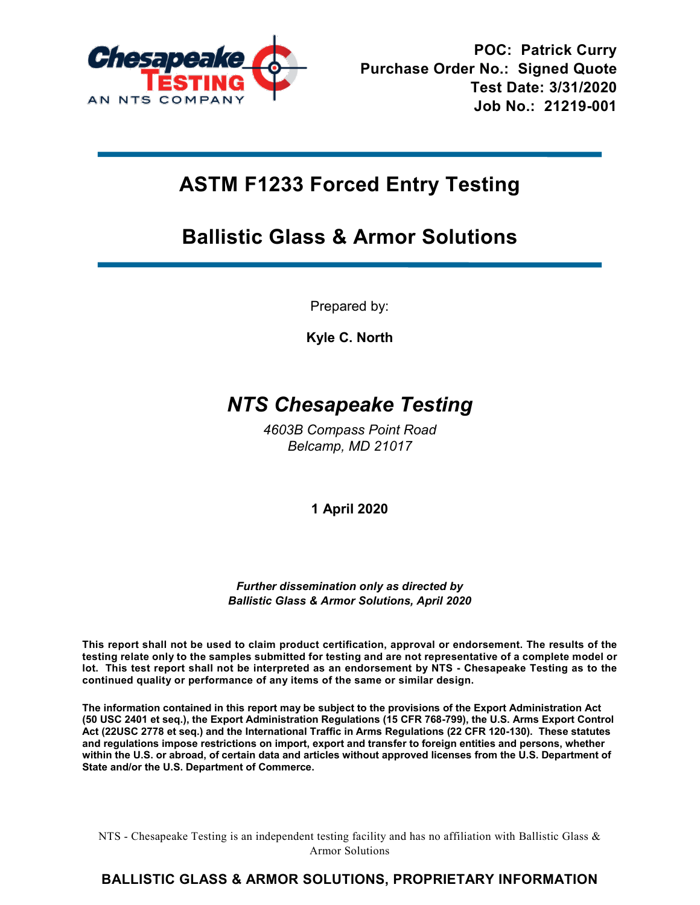POC: Patrick Curry
Purchase Order No.: Signed Quote
Test Date: 3/31/2020
Job No.: 21219-001

# ASTM F1233 Forced Entry Testing

# Ballistic Glass & Armor Solutions

Prepared by:

**Kyle C. North**

## *NTS Chesapeake Testing*

*4603B Compass Point Road*
*Belcamp, MD 21017*

**1 April 2020**

***Further dissemination only as directed by Ballistic Glass & Armor Solutions, April 2020***

**This report shall not be used to claim product certification, approval or endorsement. The results of the testing relate only to the samples submitted for testing and are not representative of a complete model or lot. This test report shall not be interpreted as an endorsement by NTS - Chesapeake Testing as to the continued quality or performance of any items of the same or similar design.**

**The information contained in this report may be subject to the provisions of the Export Administration Act (50 USC 2401 et seq.), the Export Administration Regulations (15 CFR 768-799), the U.S. Arms Export Control Act (22USC 2778 et seq.) and the International Traffic in Arms Regulations (22 CFR 120-130). These statutes and regulations impose restrictions on import, export and transfer to foreign entities and persons, whether within the U.S. or abroad, of certain data and articles without approved licenses from the U.S. Department of State and/or the U.S. Department of Commerce.**

NTS - Chesapeake Testing is an independent testing facility and has no affiliation with Ballistic Glass & Armor Solutions

**BALLISTIC GLASS & ARMOR SOLUTIONS, PROPRIETARY INFORMATION**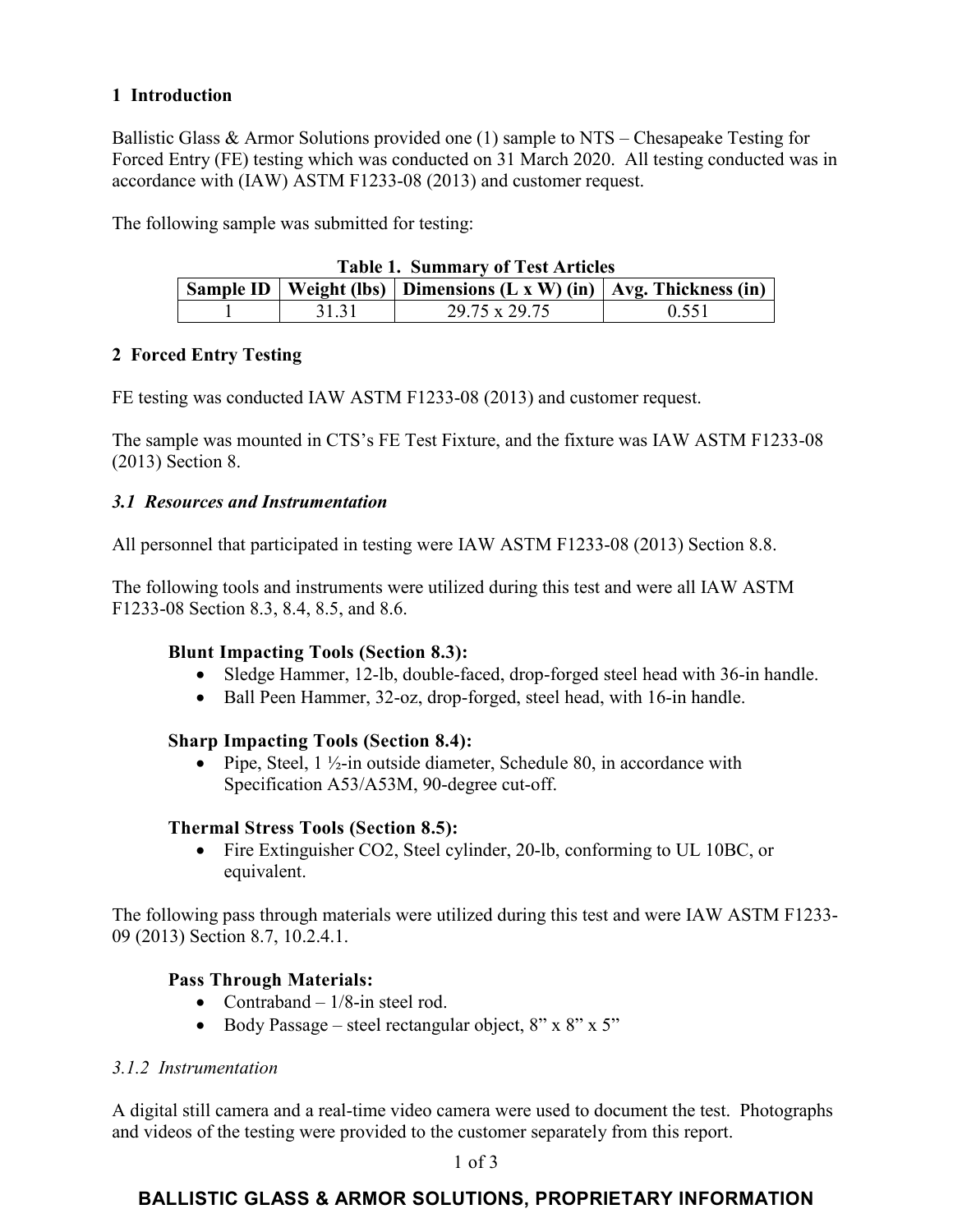## 1 Introduction

Ballistic Glass & Armor Solutions provided one (1) sample to NTS – Chesapeake Testing for Forced Entry (FE) testing which was conducted on 31 March 2020. All testing conducted was in accordance with (IAW) ASTM F1233-08 (2013) and customer request.

The following sample was submitted for testing:

**Table 1. Summary of Test Articles**

| Sample ID | Weight (lbs) | Dimensions (L x W) (in) | Avg. Thickness (in) |
|---|---|---|---|
| 1 | 31.31 | 29.75 x 29.75 | 0.551 |

## 2 Forced Entry Testing

FE testing was conducted IAW ASTM F1233-08 (2013) and customer request.

The sample was mounted in CTS's FE Test Fixture, and the fixture was IAW ASTM F1233-08 (2013) Section 8.

### *3.1 Resources and Instrumentation*

All personnel that participated in testing were IAW ASTM F1233-08 (2013) Section 8.8.

The following tools and instruments were utilized during this test and were all IAW ASTM F1233-08 Section 8.3, 8.4, 8.5, and 8.6.

**Blunt Impacting Tools (Section 8.3):**

- Sledge Hammer, 12-lb, double-faced, drop-forged steel head with 36-in handle.
- Ball Peen Hammer, 32-oz, drop-forged, steel head, with 16-in handle.

**Sharp Impacting Tools (Section 8.4):**

- Pipe, Steel, 1 ½-in outside diameter, Schedule 80, in accordance with Specification A53/A53M, 90-degree cut-off.

**Thermal Stress Tools (Section 8.5):**

- Fire Extinguisher CO2, Steel cylinder, 20-lb, conforming to UL 10BC, or equivalent.

The following pass through materials were utilized during this test and were IAW ASTM F1233-09 (2013) Section 8.7, 10.2.4.1.

**Pass Through Materials:**

- Contraband – 1/8-in steel rod.
- Body Passage – steel rectangular object, 8" x 8" x 5"

### *3.1.2 Instrumentation*

A digital still camera and a real-time video camera were used to document the test. Photographs and videos of the testing were provided to the customer separately from this report.

**BALLISTIC GLASS & ARMOR SOLUTIONS, PROPRIETARY INFORMATION**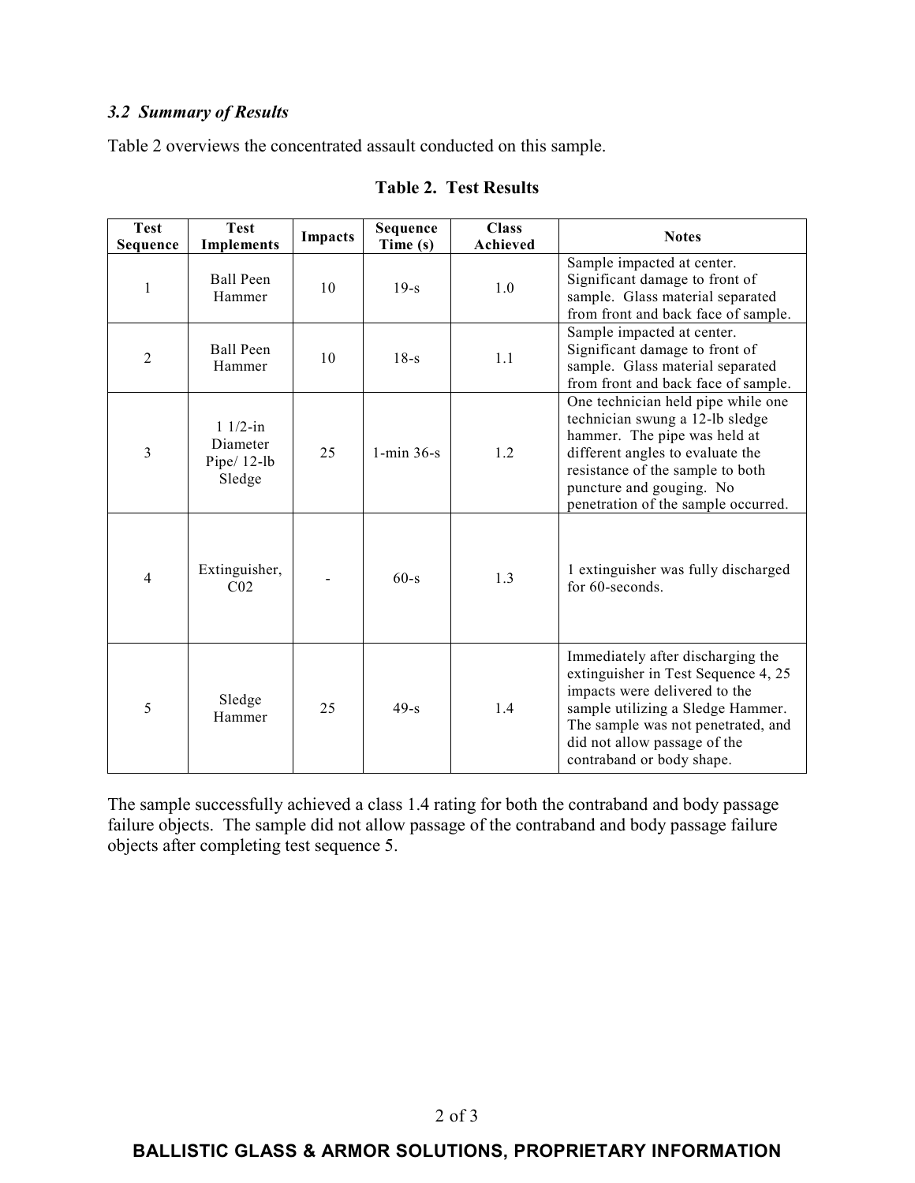### *3.2 Summary of Results*

Table 2 overviews the concentrated assault conducted on this sample.

**Table 2. Test Results**

| Test Sequence | Test Implements | Impacts | Sequence Time (s) | Class Achieved | Notes |
|---|---|---|---|---|---|
| 1 | Ball Peen Hammer | 10 | 19-s | 1.0 | Sample impacted at center. Significant damage to front of sample. Glass material separated from front and back face of sample. |
| 2 | Ball Peen Hammer | 10 | 18-s | 1.1 | Sample impacted at center. Significant damage to front of sample. Glass material separated from front and back face of sample. |
| 3 | 1 1/2-in Diameter Pipe/ 12-lb Sledge | 25 | 1-min 36-s | 1.2 | One technician held pipe while one technician swung a 12-lb sledge hammer. The pipe was held at different angles to evaluate the resistance of the sample to both puncture and gouging. No penetration of the sample occurred. |
| 4 | Extinguisher, C02 | - | 60-s | 1.3 | 1 extinguisher was fully discharged for 60-seconds. |
| 5 | Sledge Hammer | 25 | 49-s | 1.4 | Immediately after discharging the extinguisher in Test Sequence 4, 25 impacts were delivered to the sample utilizing a Sledge Hammer. The sample was not penetrated, and did not allow passage of the contraband or body shape. |

The sample successfully achieved a class 1.4 rating for both the contraband and body passage failure objects. The sample did not allow passage of the contraband and body passage failure objects after completing test sequence 5.